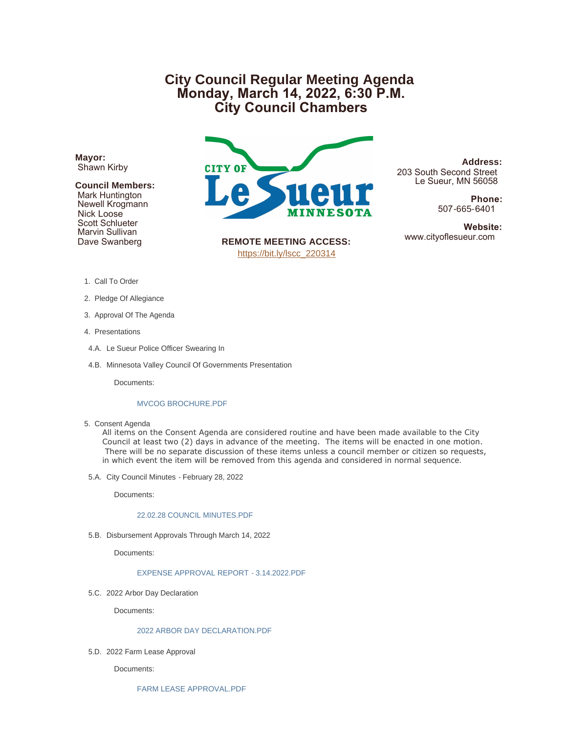# City Council Regular Meeting Agenda
# Monday, March 14, 2022, 6:30 P.M.
# City Council Chambers

**Mayor:**
Shawn Kirby

**Council Members:**
Mark Huntington
Newell Krogmann
Nick Loose
Scott Schlueter
Marvin Sullivan
Dave Swanberg

**REMOTE MEETING ACCESS:**
https://bit.ly/lscc_220314

**Address:**
203 South Second Street
Le Sueur, MN 56058

**Phone:**
507-665-6401

**Website:**
www.cityoflesueur.com

1. Call To Order
2. Pledge Of Allegiance
3. Approval Of The Agenda
4. Presentations

4.A. Le Sueur Police Officer Swearing In

4.B. Minnesota Valley Council Of Governments Presentation

Documents:

MVCOG BROCHURE.PDF

5. Consent Agenda

All items on the Consent Agenda are considered routine and have been made available to the City Council at least two (2) days in advance of the meeting. The items will be enacted in one motion. There will be no separate discussion of these items unless a council member or citizen so requests, in which event the item will be removed from this agenda and considered in normal sequence.

5.A. City Council Minutes - February 28, 2022

Documents:

22.02.28 COUNCIL MINUTES.PDF

5.B. Disbursement Approvals Through March 14, 2022

Documents:

EXPENSE APPROVAL REPORT - 3.14.2022.PDF

5.C. 2022 Arbor Day Declaration

Documents:

2022 ARBOR DAY DECLARATION.PDF

5.D. 2022 Farm Lease Approval

Documents:

FARM LEASE APPROVAL.PDF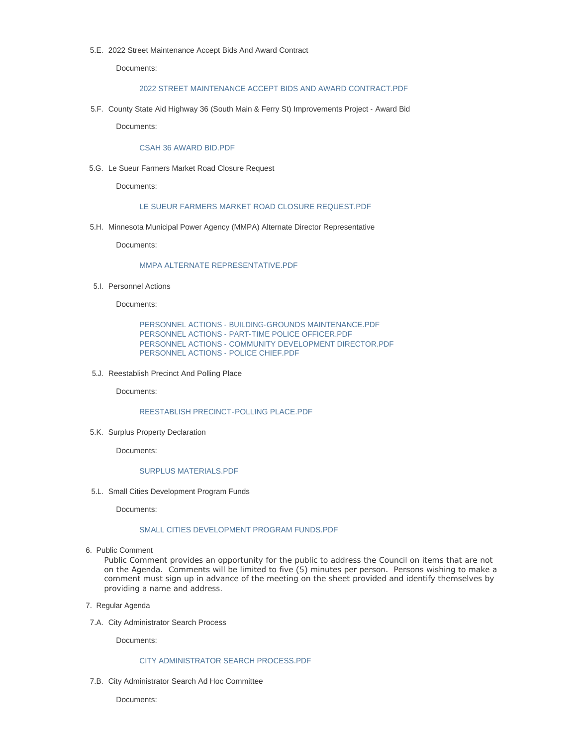5.E. 2022 Street Maintenance Accept Bids And Award Contract

Documents:

2022 STREET MAINTENANCE ACCEPT BIDS AND AWARD CONTRACT.PDF

5.F. County State Aid Highway 36 (South Main & Ferry St) Improvements Project - Award Bid

Documents:

CSAH 36 AWARD BID.PDF

5.G. Le Sueur Farmers Market Road Closure Request

Documents:

LE SUEUR FARMERS MARKET ROAD CLOSURE REQUEST.PDF

5.H. Minnesota Municipal Power Agency (MMPA) Alternate Director Representative

Documents:

MMPA ALTERNATE REPRESENTATIVE.PDF

5.I. Personnel Actions

Documents:

PERSONNEL ACTIONS - BUILDING-GROUNDS MAINTENANCE.PDF
PERSONNEL ACTIONS - PART-TIME POLICE OFFICER.PDF
PERSONNEL ACTIONS - COMMUNITY DEVELOPMENT DIRECTOR.PDF
PERSONNEL ACTIONS - POLICE CHIEF.PDF

5.J. Reestablish Precinct And Polling Place

Documents:

REESTABLISH PRECINCT-POLLING PLACE.PDF

5.K. Surplus Property Declaration

Documents:

SURPLUS MATERIALS.PDF

5.L. Small Cities Development Program Funds

Documents:

SMALL CITIES DEVELOPMENT PROGRAM FUNDS.PDF

6. Public Comment

Public Comment provides an opportunity for the public to address the Council on items that are not on the Agenda. Comments will be limited to five (5) minutes per person. Persons wishing to make a comment must sign up in advance of the meeting on the sheet provided and identify themselves by providing a name and address.

7. Regular Agenda

7.A. City Administrator Search Process

Documents:

CITY ADMINISTRATOR SEARCH PROCESS.PDF

7.B. City Administrator Search Ad Hoc Committee

Documents: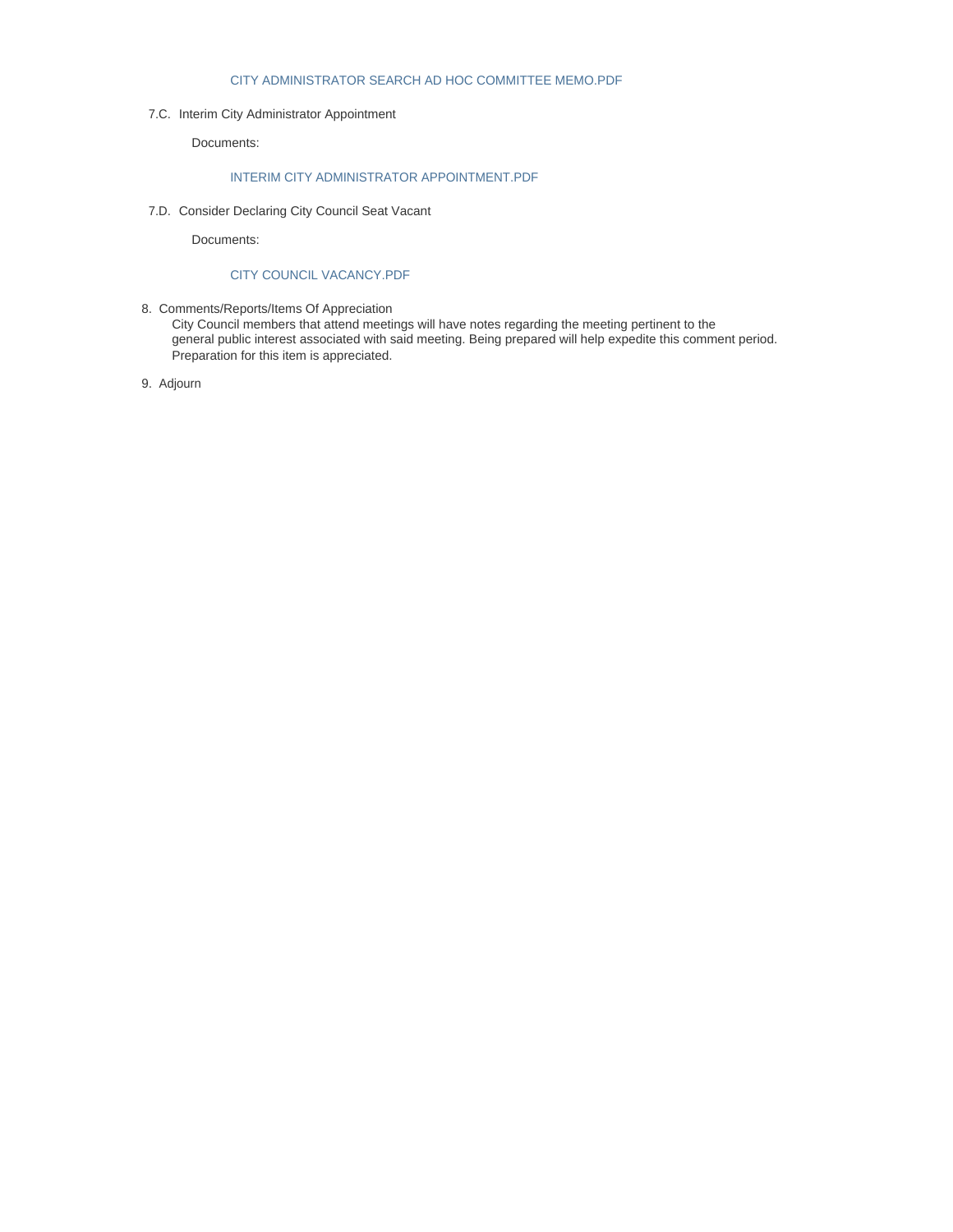CITY ADMINISTRATOR SEARCH AD HOC COMMITTEE MEMO.PDF

7.C. Interim City Administrator Appointment

Documents:

INTERIM CITY ADMINISTRATOR APPOINTMENT.PDF

7.D. Consider Declaring City Council Seat Vacant

Documents:

CITY COUNCIL VACANCY.PDF

8. Comments/Reports/Items Of Appreciation

   City Council members that attend meetings will have notes regarding the meeting pertinent to the general public interest associated with said meeting. Being prepared will help expedite this comment period. Preparation for this item is appreciated.

9. Adjourn